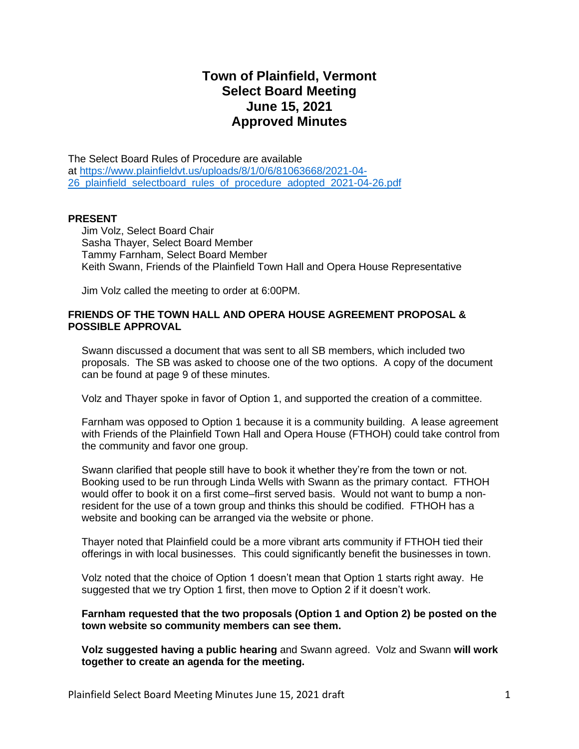# Town of Plainfield, Vermont
# Select Board Meeting
# June 15, 2021
# Approved Minutes

The Select Board Rules of Procedure are available at [https://www.plainfieldvt.us/uploads/8/1/0/6/81063668/2021-04-26_plainfield_selectboard_rules_of_procedure_adopted_2021-04-26.pdf](https://www.plainfieldvt.us/uploads/8/1/0/6/81063668/2021-04-26_plainfield_selectboard_rules_of_procedure_adopted_2021-04-26.pdf)

**PRESENT**

Jim Volz, Select Board Chair
Sasha Thayer, Select Board Member
Tammy Farnham, Select Board Member
Keith Swann, Friends of the Plainfield Town Hall and Opera House Representative

Jim Volz called the meeting to order at 6:00PM.

**FRIENDS OF THE TOWN HALL AND OPERA HOUSE AGREEMENT PROPOSAL & POSSIBLE APPROVAL**

Swann discussed a document that was sent to all SB members, which included two proposals. The SB was asked to choose one of the two options. A copy of the document can be found at page 9 of these minutes.

Volz and Thayer spoke in favor of Option 1, and supported the creation of a committee.

Farnham was opposed to Option 1 because it is a community building. A lease agreement with Friends of the Plainfield Town Hall and Opera House (FTHOH) could take control from the community and favor one group.

Swann clarified that people still have to book it whether they're from the town or not. Booking used to be run through Linda Wells with Swann as the primary contact. FTHOH would offer to book it on a first come–first served basis. Would not want to bump a non-resident for the use of a town group and thinks this should be codified. FTHOH has a website and booking can be arranged via the website or phone.

Thayer noted that Plainfield could be a more vibrant arts community if FTHOH tied their offerings in with local businesses. This could significantly benefit the businesses in town.

Volz noted that the choice of Option 1 doesn't mean that Option 1 starts right away. He suggested that we try Option 1 first, then move to Option 2 if it doesn't work.

**Farnham requested that the two proposals (Option 1 and Option 2) be posted on the town website so community members can see them.**

**Volz suggested having a public hearing** and Swann agreed. Volz and Swann **will work together to create an agenda for the meeting.**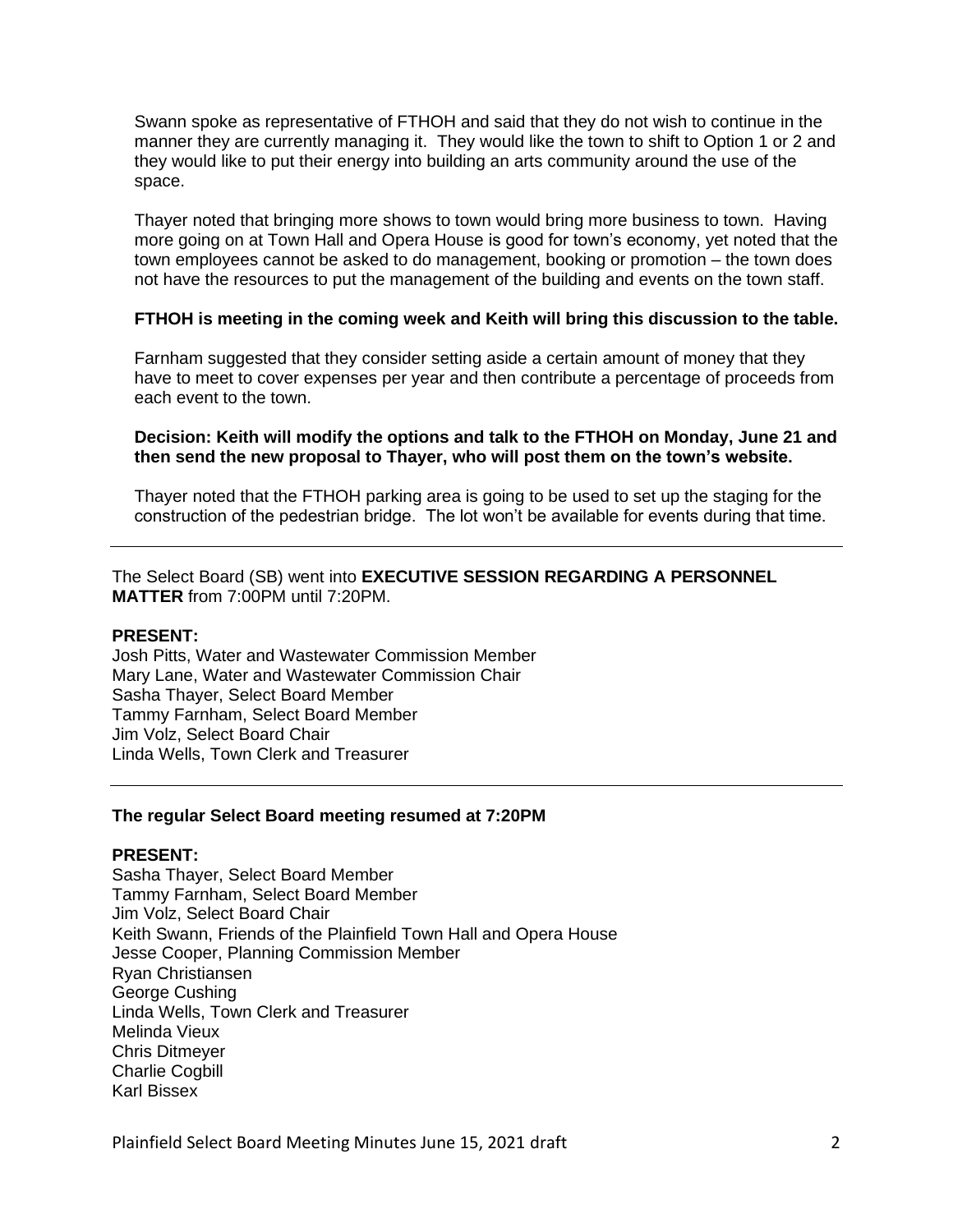Swann spoke as representative of FTHOH and said that they do not wish to continue in the manner they are currently managing it. They would like the town to shift to Option 1 or 2 and they would like to put their energy into building an arts community around the use of the space.

Thayer noted that bringing more shows to town would bring more business to town. Having more going on at Town Hall and Opera House is good for town's economy, yet noted that the town employees cannot be asked to do management, booking or promotion – the town does not have the resources to put the management of the building and events on the town staff.

**FTHOH is meeting in the coming week and Keith will bring this discussion to the table.**

Farnham suggested that they consider setting aside a certain amount of money that they have to meet to cover expenses per year and then contribute a percentage of proceeds from each event to the town.

**Decision: Keith will modify the options and talk to the FTHOH on Monday, June 21 and then send the new proposal to Thayer, who will post them on the town's website.**

Thayer noted that the FTHOH parking area is going to be used to set up the staging for the construction of the pedestrian bridge. The lot won't be available for events during that time.

---

The Select Board (SB) went into **EXECUTIVE SESSION REGARDING A PERSONNEL MATTER** from 7:00PM until 7:20PM.

**PRESENT:**
Josh Pitts, Water and Wastewater Commission Member
Mary Lane, Water and Wastewater Commission Chair
Sasha Thayer, Select Board Member
Tammy Farnham, Select Board Member
Jim Volz, Select Board Chair
Linda Wells, Town Clerk and Treasurer

---

**The regular Select Board meeting resumed at 7:20PM**

**PRESENT:**
Sasha Thayer, Select Board Member
Tammy Farnham, Select Board Member
Jim Volz, Select Board Chair
Keith Swann, Friends of the Plainfield Town Hall and Opera House
Jesse Cooper, Planning Commission Member
Ryan Christiansen
George Cushing
Linda Wells, Town Clerk and Treasurer
Melinda Vieux
Chris Ditmeyer
Charlie Cogbill
Karl Bissex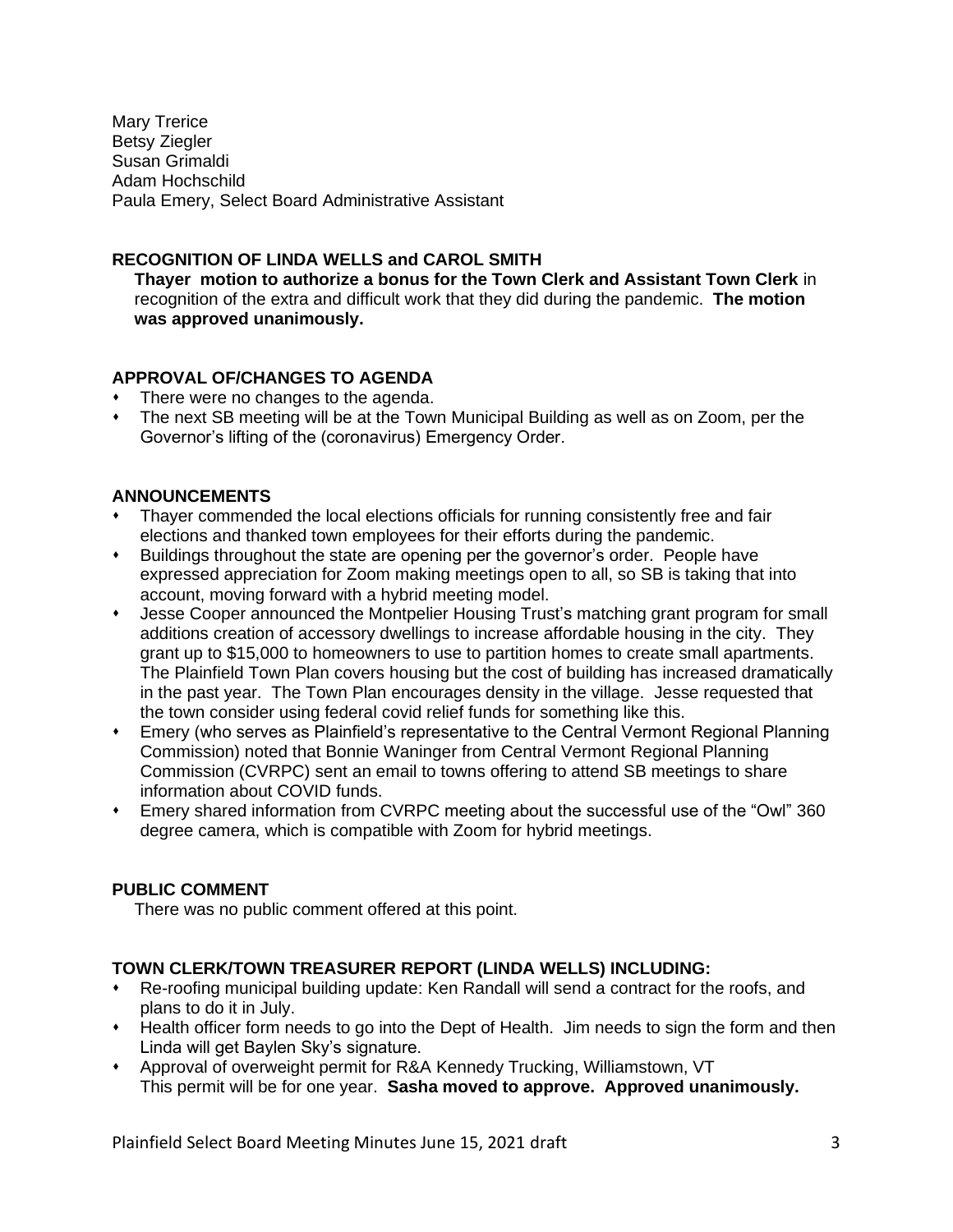Mary Trerice
Betsy Ziegler
Susan Grimaldi
Adam Hochschild
Paula Emery, Select Board Administrative Assistant

**RECOGNITION OF LINDA WELLS and CAROL SMITH**

**Thayer motion to authorize a bonus for the Town Clerk and Assistant Town Clerk** in recognition of the extra and difficult work that they did during the pandemic. **The motion was approved unanimously.**

**APPROVAL OF/CHANGES TO AGENDA**

- There were no changes to the agenda.
- The next SB meeting will be at the Town Municipal Building as well as on Zoom, per the Governor's lifting of the (coronavirus) Emergency Order.

**ANNOUNCEMENTS**

- Thayer commended the local elections officials for running consistently free and fair elections and thanked town employees for their efforts during the pandemic.
- Buildings throughout the state are opening per the governor's order. People have expressed appreciation for Zoom making meetings open to all, so SB is taking that into account, moving forward with a hybrid meeting model.
- Jesse Cooper announced the Montpelier Housing Trust's matching grant program for small additions creation of accessory dwellings to increase affordable housing in the city. They grant up to $15,000 to homeowners to use to partition homes to create small apartments. The Plainfield Town Plan covers housing but the cost of building has increased dramatically in the past year. The Town Plan encourages density in the village. Jesse requested that the town consider using federal covid relief funds for something like this.
- Emery (who serves as Plainfield's representative to the Central Vermont Regional Planning Commission) noted that Bonnie Waninger from Central Vermont Regional Planning Commission (CVRPC) sent an email to towns offering to attend SB meetings to share information about COVID funds.
- Emery shared information from CVRPC meeting about the successful use of the "Owl" 360 degree camera, which is compatible with Zoom for hybrid meetings.

**PUBLIC COMMENT**

There was no public comment offered at this point.

**TOWN CLERK/TOWN TREASURER REPORT (LINDA WELLS) INCLUDING:**

- Re-roofing municipal building update: Ken Randall will send a contract for the roofs, and plans to do it in July.
- Health officer form needs to go into the Dept of Health. Jim needs to sign the form and then Linda will get Baylen Sky's signature.
- Approval of overweight permit for R&A Kennedy Trucking, Williamstown, VT
  This permit will be for one year. **Sasha moved to approve. Approved unanimously.**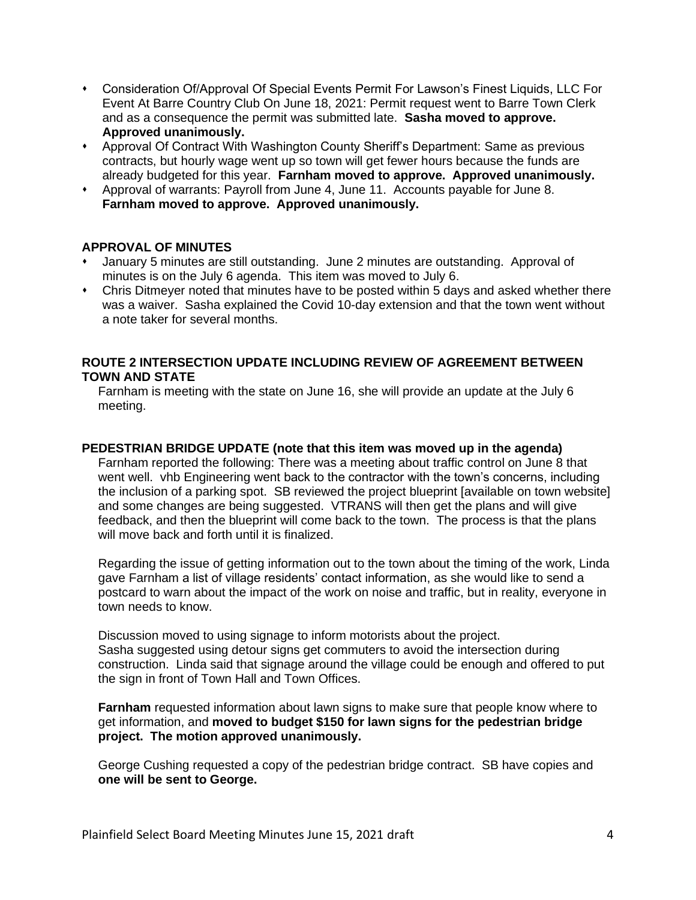- Consideration Of/Approval Of Special Events Permit For Lawson's Finest Liquids, LLC For Event At Barre Country Club On June 18, 2021: Permit request went to Barre Town Clerk and as a consequence the permit was submitted late. **Sasha moved to approve. Approved unanimously.**
- Approval Of Contract With Washington County Sheriff's Department: Same as previous contracts, but hourly wage went up so town will get fewer hours because the funds are already budgeted for this year. **Farnham moved to approve. Approved unanimously.**
- Approval of warrants: Payroll from June 4, June 11. Accounts payable for June 8. **Farnham moved to approve. Approved unanimously.**

## APPROVAL OF MINUTES

- January 5 minutes are still outstanding. June 2 minutes are outstanding. Approval of minutes is on the July 6 agenda. This item was moved to July 6.
- Chris Ditmeyer noted that minutes have to be posted within 5 days and asked whether there was a waiver. Sasha explained the Covid 10-day extension and that the town went without a note taker for several months.

## ROUTE 2 INTERSECTION UPDATE INCLUDING REVIEW OF AGREEMENT BETWEEN TOWN AND STATE

Farnham is meeting with the state on June 16, she will provide an update at the July 6 meeting.

## PEDESTRIAN BRIDGE UPDATE (note that this item was moved up in the agenda)

Farnham reported the following: There was a meeting about traffic control on June 8 that went well. vhb Engineering went back to the contractor with the town's concerns, including the inclusion of a parking spot. SB reviewed the project blueprint [available on town website] and some changes are being suggested. VTRANS will then get the plans and will give feedback, and then the blueprint will come back to the town. The process is that the plans will move back and forth until it is finalized.

Regarding the issue of getting information out to the town about the timing of the work, Linda gave Farnham a list of village residents' contact information, as she would like to send a postcard to warn about the impact of the work on noise and traffic, but in reality, everyone in town needs to know.

Discussion moved to using signage to inform motorists about the project.
Sasha suggested using detour signs get commuters to avoid the intersection during construction. Linda said that signage around the village could be enough and offered to put the sign in front of Town Hall and Town Offices.

**Farnham** requested information about lawn signs to make sure that people know where to get information, and **moved to budget $150 for lawn signs for the pedestrian bridge project. The motion approved unanimously.**

George Cushing requested a copy of the pedestrian bridge contract. SB have copies and **one will be sent to George.**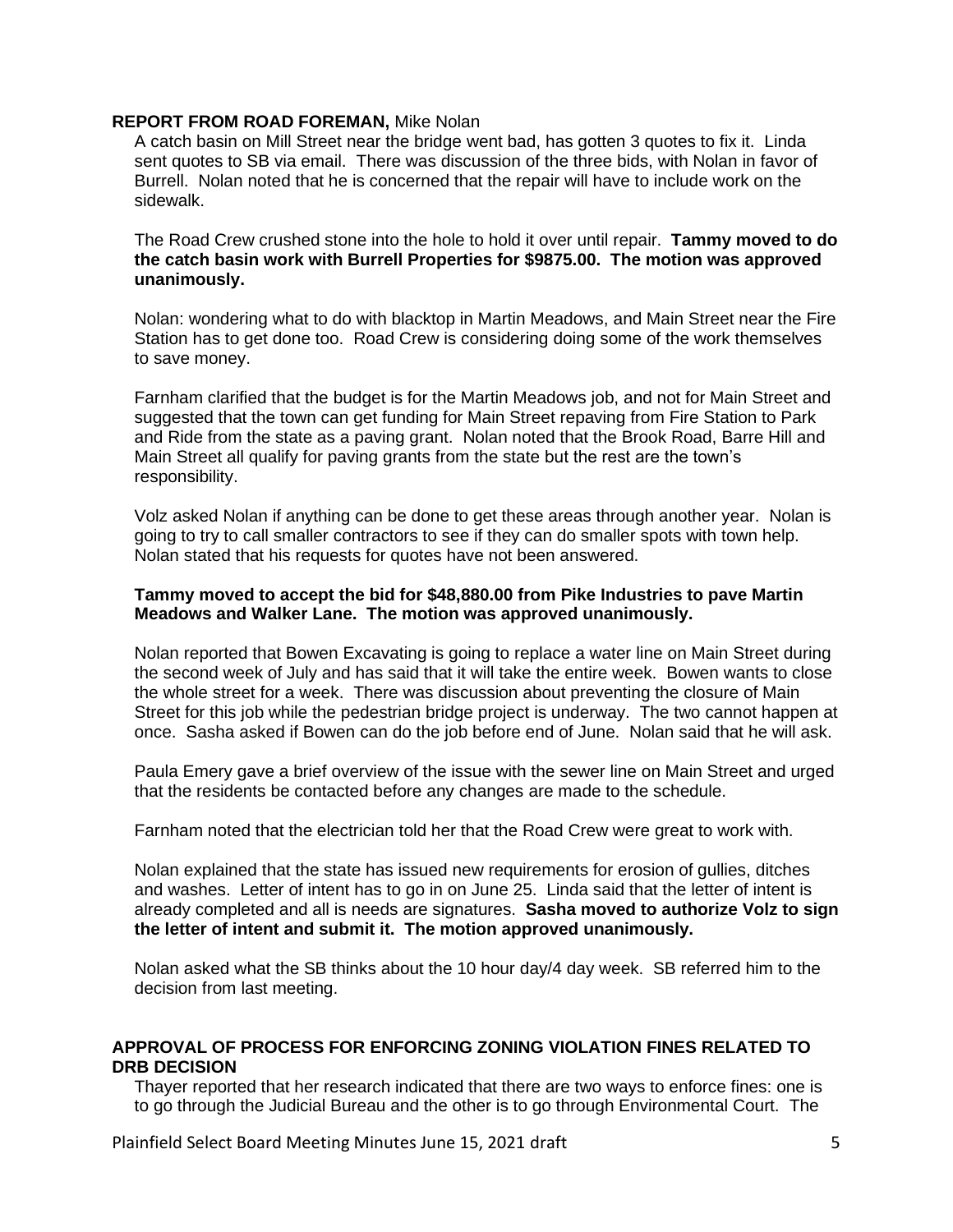**REPORT FROM ROAD FOREMAN,** Mike Nolan

A catch basin on Mill Street near the bridge went bad, has gotten 3 quotes to fix it. Linda sent quotes to SB via email. There was discussion of the three bids, with Nolan in favor of Burrell. Nolan noted that he is concerned that the repair will have to include work on the sidewalk.

The Road Crew crushed stone into the hole to hold it over until repair. **Tammy moved to do the catch basin work with Burrell Properties for $9875.00. The motion was approved unanimously.**

Nolan: wondering what to do with blacktop in Martin Meadows, and Main Street near the Fire Station has to get done too. Road Crew is considering doing some of the work themselves to save money.

Farnham clarified that the budget is for the Martin Meadows job, and not for Main Street and suggested that the town can get funding for Main Street repaving from Fire Station to Park and Ride from the state as a paving grant. Nolan noted that the Brook Road, Barre Hill and Main Street all qualify for paving grants from the state but the rest are the town's responsibility.

Volz asked Nolan if anything can be done to get these areas through another year. Nolan is going to try to call smaller contractors to see if they can do smaller spots with town help. Nolan stated that his requests for quotes have not been answered.

**Tammy moved to accept the bid for $48,880.00 from Pike Industries to pave Martin Meadows and Walker Lane. The motion was approved unanimously.**

Nolan reported that Bowen Excavating is going to replace a water line on Main Street during the second week of July and has said that it will take the entire week. Bowen wants to close the whole street for a week. There was discussion about preventing the closure of Main Street for this job while the pedestrian bridge project is underway. The two cannot happen at once. Sasha asked if Bowen can do the job before end of June. Nolan said that he will ask.

Paula Emery gave a brief overview of the issue with the sewer line on Main Street and urged that the residents be contacted before any changes are made to the schedule.

Farnham noted that the electrician told her that the Road Crew were great to work with.

Nolan explained that the state has issued new requirements for erosion of gullies, ditches and washes. Letter of intent has to go in on June 25. Linda said that the letter of intent is already completed and all is needs are signatures. **Sasha moved to authorize Volz to sign the letter of intent and submit it. The motion approved unanimously.**

Nolan asked what the SB thinks about the 10 hour day/4 day week. SB referred him to the decision from last meeting.

**APPROVAL OF PROCESS FOR ENFORCING ZONING VIOLATION FINES RELATED TO DRB DECISION**

Thayer reported that her research indicated that there are two ways to enforce fines: one is to go through the Judicial Bureau and the other is to go through Environmental Court. The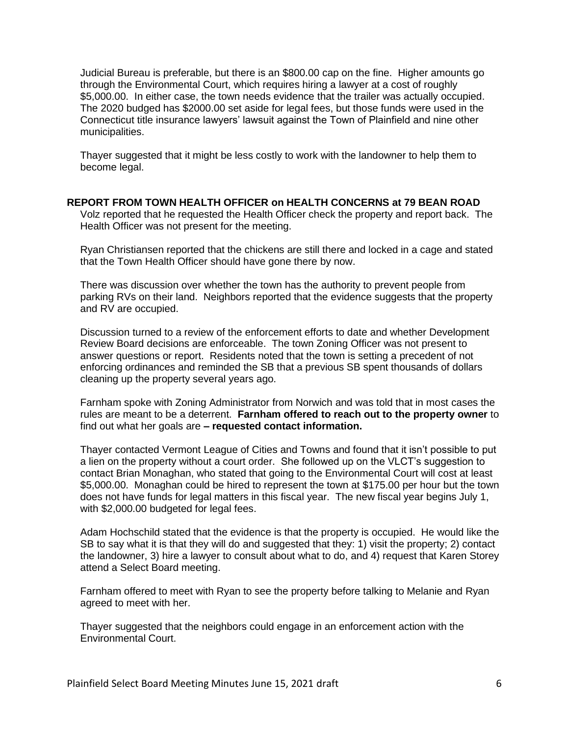Judicial Bureau is preferable, but there is an $800.00 cap on the fine. Higher amounts go through the Environmental Court, which requires hiring a lawyer at a cost of roughly $5,000.00. In either case, the town needs evidence that the trailer was actually occupied. The 2020 budged has $2000.00 set aside for legal fees, but those funds were used in the Connecticut title insurance lawyers' lawsuit against the Town of Plainfield and nine other municipalities.

Thayer suggested that it might be less costly to work with the landowner to help them to become legal.

**REPORT FROM TOWN HEALTH OFFICER on HEALTH CONCERNS at 79 BEAN ROAD**

Volz reported that he requested the Health Officer check the property and report back. The Health Officer was not present for the meeting.

Ryan Christiansen reported that the chickens are still there and locked in a cage and stated that the Town Health Officer should have gone there by now.

There was discussion over whether the town has the authority to prevent people from parking RVs on their land. Neighbors reported that the evidence suggests that the property and RV are occupied.

Discussion turned to a review of the enforcement efforts to date and whether Development Review Board decisions are enforceable. The town Zoning Officer was not present to answer questions or report. Residents noted that the town is setting a precedent of not enforcing ordinances and reminded the SB that a previous SB spent thousands of dollars cleaning up the property several years ago.

Farnham spoke with Zoning Administrator from Norwich and was told that in most cases the rules are meant to be a deterrent. **Farnham offered to reach out to the property owner** to find out what her goals are **– requested contact information.**

Thayer contacted Vermont League of Cities and Towns and found that it isn't possible to put a lien on the property without a court order. She followed up on the VLCT's suggestion to contact Brian Monaghan, who stated that going to the Environmental Court will cost at least $5,000.00. Monaghan could be hired to represent the town at $175.00 per hour but the town does not have funds for legal matters in this fiscal year. The new fiscal year begins July 1, with $2,000.00 budgeted for legal fees.

Adam Hochschild stated that the evidence is that the property is occupied. He would like the SB to say what it is that they will do and suggested that they: 1) visit the property; 2) contact the landowner, 3) hire a lawyer to consult about what to do, and 4) request that Karen Storey attend a Select Board meeting.

Farnham offered to meet with Ryan to see the property before talking to Melanie and Ryan agreed to meet with her.

Thayer suggested that the neighbors could engage in an enforcement action with the Environmental Court.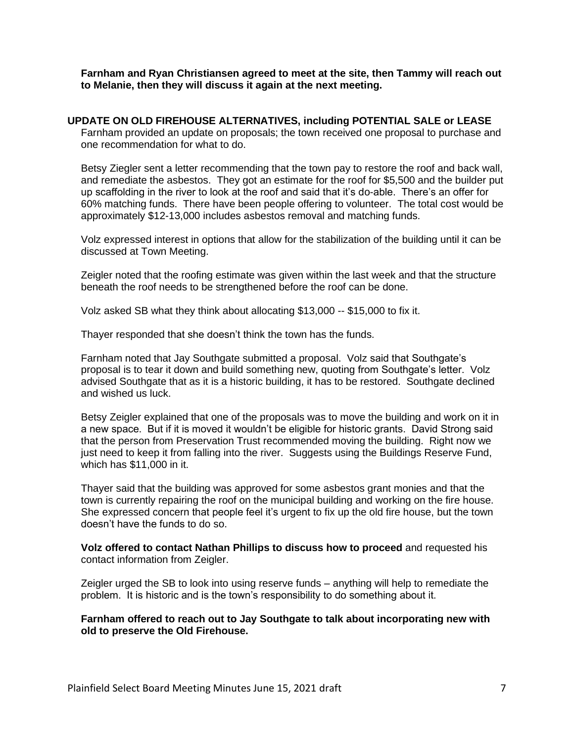**Farnham and Ryan Christiansen agreed to meet at the site, then Tammy will reach out to Melanie, then they will discuss it again at the next meeting.**

## UPDATE ON OLD FIREHOUSE ALTERNATIVES, including POTENTIAL SALE or LEASE

Farnham provided an update on proposals; the town received one proposal to purchase and one recommendation for what to do.

Betsy Ziegler sent a letter recommending that the town pay to restore the roof and back wall, and remediate the asbestos. They got an estimate for the roof for $5,500 and the builder put up scaffolding in the river to look at the roof and said that it's do-able. There's an offer for 60% matching funds. There have been people offering to volunteer. The total cost would be approximately $12-13,000 includes asbestos removal and matching funds.

Volz expressed interest in options that allow for the stabilization of the building until it can be discussed at Town Meeting.

Zeigler noted that the roofing estimate was given within the last week and that the structure beneath the roof needs to be strengthened before the roof can be done.

Volz asked SB what they think about allocating $13,000 -- $15,000 to fix it.

Thayer responded that she doesn't think the town has the funds.

Farnham noted that Jay Southgate submitted a proposal. Volz said that Southgate's proposal is to tear it down and build something new, quoting from Southgate's letter. Volz advised Southgate that as it is a historic building, it has to be restored. Southgate declined and wished us luck.

Betsy Zeigler explained that one of the proposals was to move the building and work on it in a new space. But if it is moved it wouldn't be eligible for historic grants. David Strong said that the person from Preservation Trust recommended moving the building. Right now we just need to keep it from falling into the river. Suggests using the Buildings Reserve Fund, which has $11,000 in it.

Thayer said that the building was approved for some asbestos grant monies and that the town is currently repairing the roof on the municipal building and working on the fire house. She expressed concern that people feel it's urgent to fix up the old fire house, but the town doesn't have the funds to do so.

**Volz offered to contact Nathan Phillips to discuss how to proceed** and requested his contact information from Zeigler.

Zeigler urged the SB to look into using reserve funds – anything will help to remediate the problem. It is historic and is the town's responsibility to do something about it.

**Farnham offered to reach out to Jay Southgate to talk about incorporating new with old to preserve the Old Firehouse.**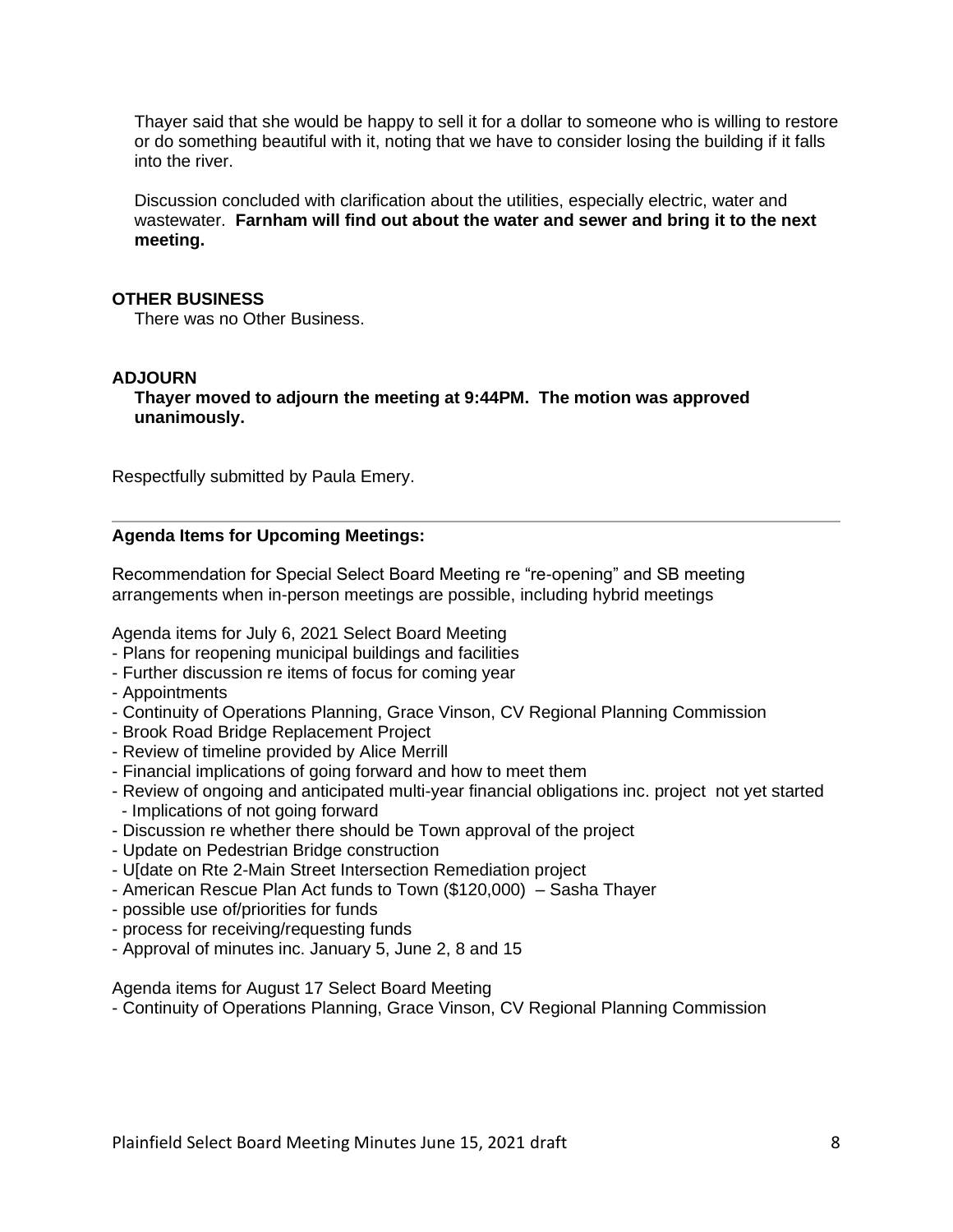Thayer said that she would be happy to sell it for a dollar to someone who is willing to restore or do something beautiful with it, noting that we have to consider losing the building if it falls into the river.

Discussion concluded with clarification about the utilities, especially electric, water and wastewater. **Farnham will find out about the water and sewer and bring it to the next meeting.**

**OTHER BUSINESS**

There was no Other Business.

**ADJOURN**

**Thayer moved to adjourn the meeting at 9:44PM. The motion was approved unanimously.**

Respectfully submitted by Paula Emery.

---

**Agenda Items for Upcoming Meetings:**

Recommendation for Special Select Board Meeting re "re-opening" and SB meeting arrangements when in-person meetings are possible, including hybrid meetings

Agenda items for July 6, 2021 Select Board Meeting
- Plans for reopening municipal buildings and facilities
- Further discussion re items of focus for coming year
- Appointments
- Continuity of Operations Planning, Grace Vinson, CV Regional Planning Commission
- Brook Road Bridge Replacement Project
- Review of timeline provided by Alice Merrill
- Financial implications of going forward and how to meet them
- Review of ongoing and anticipated multi-year financial obligations inc. project not yet started
  - Implications of not going forward
- Discussion re whether there should be Town approval of the project
- Update on Pedestrian Bridge construction
- U[date on Rte 2-Main Street Intersection Remediation project
- American Rescue Plan Act funds to Town ($120,000) – Sasha Thayer
- possible use of/priorities for funds
- process for receiving/requesting funds
- Approval of minutes inc. January 5, June 2, 8 and 15

Agenda items for August 17 Select Board Meeting
- Continuity of Operations Planning, Grace Vinson, CV Regional Planning Commission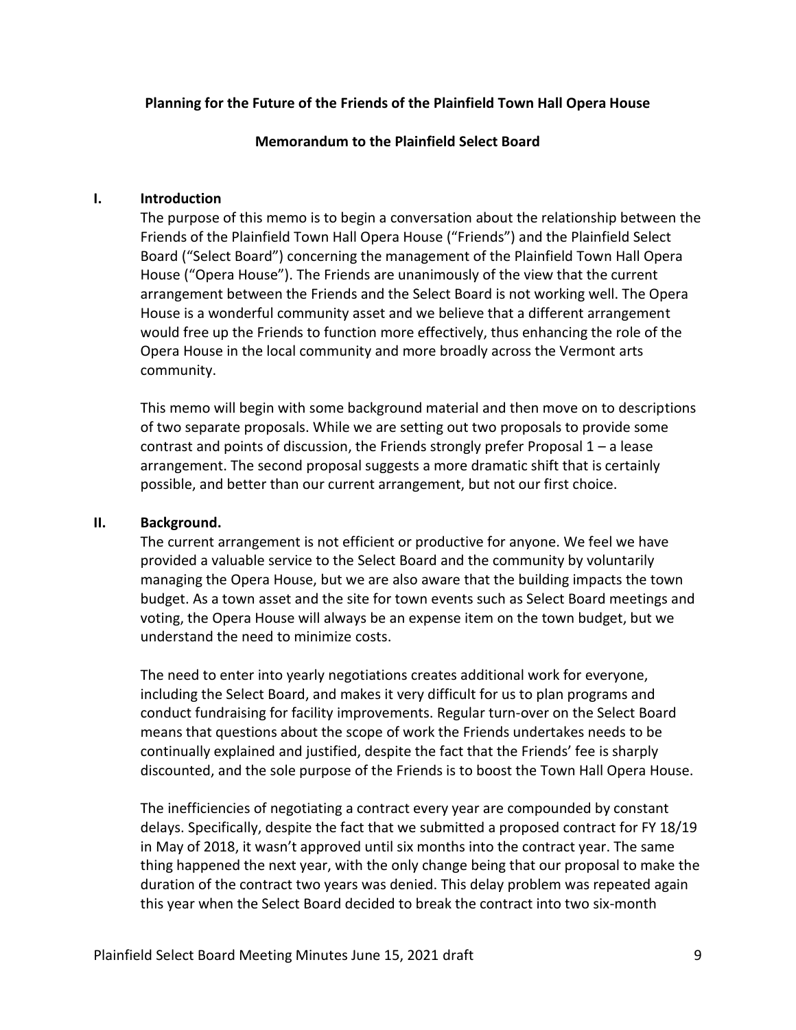**Planning for the Future of the Friends of the Plainfield Town Hall Opera House**

**Memorandum to the Plainfield Select Board**

## I. Introduction

The purpose of this memo is to begin a conversation about the relationship between the Friends of the Plainfield Town Hall Opera House ("Friends") and the Plainfield Select Board ("Select Board") concerning the management of the Plainfield Town Hall Opera House ("Opera House"). The Friends are unanimously of the view that the current arrangement between the Friends and the Select Board is not working well. The Opera House is a wonderful community asset and we believe that a different arrangement would free up the Friends to function more effectively, thus enhancing the role of the Opera House in the local community and more broadly across the Vermont arts community.

This memo will begin with some background material and then move on to descriptions of two separate proposals. While we are setting out two proposals to provide some contrast and points of discussion, the Friends strongly prefer Proposal 1 – a lease arrangement. The second proposal suggests a more dramatic shift that is certainly possible, and better than our current arrangement, but not our first choice.

## II. Background.

The current arrangement is not efficient or productive for anyone. We feel we have provided a valuable service to the Select Board and the community by voluntarily managing the Opera House, but we are also aware that the building impacts the town budget. As a town asset and the site for town events such as Select Board meetings and voting, the Opera House will always be an expense item on the town budget, but we understand the need to minimize costs.

The need to enter into yearly negotiations creates additional work for everyone, including the Select Board, and makes it very difficult for us to plan programs and conduct fundraising for facility improvements. Regular turn-over on the Select Board means that questions about the scope of work the Friends undertakes needs to be continually explained and justified, despite the fact that the Friends' fee is sharply discounted, and the sole purpose of the Friends is to boost the Town Hall Opera House.

The inefficiencies of negotiating a contract every year are compounded by constant delays. Specifically, despite the fact that we submitted a proposed contract for FY 18/19 in May of 2018, it wasn't approved until six months into the contract year. The same thing happened the next year, with the only change being that our proposal to make the duration of the contract two years was denied. This delay problem was repeated again this year when the Select Board decided to break the contract into two six-month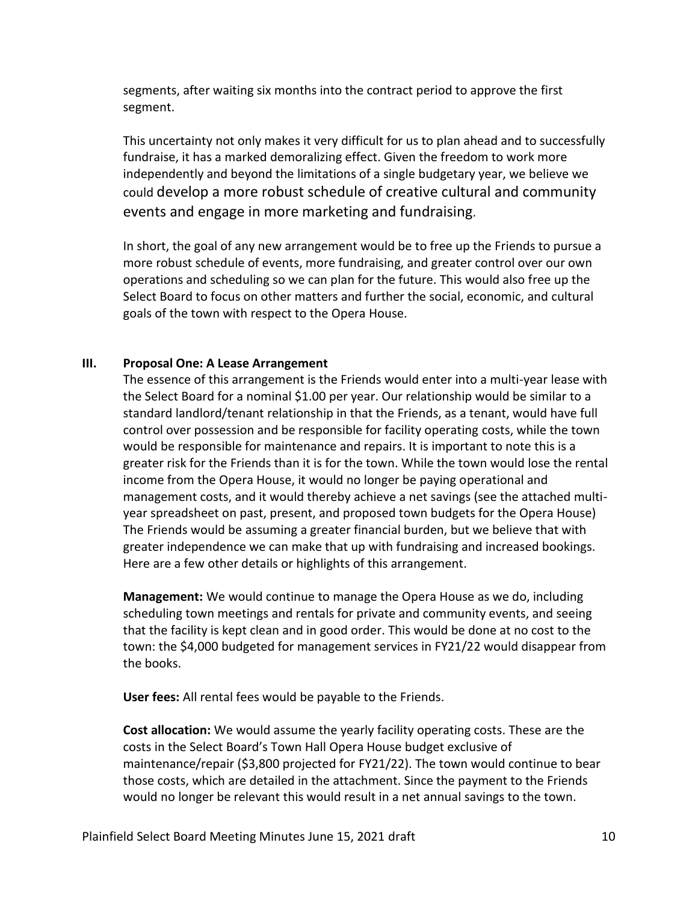segments, after waiting six months into the contract period to approve the first segment.

This uncertainty not only makes it very difficult for us to plan ahead and to successfully fundraise, it has a marked demoralizing effect. Given the freedom to work more independently and beyond the limitations of a single budgetary year, we believe we could develop a more robust schedule of creative cultural and community events and engage in more marketing and fundraising.

In short, the goal of any new arrangement would be to free up the Friends to pursue a more robust schedule of events, more fundraising, and greater control over our own operations and scheduling so we can plan for the future. This would also free up the Select Board to focus on other matters and further the social, economic, and cultural goals of the town with respect to the Opera House.

## III. Proposal One: A Lease Arrangement

The essence of this arrangement is the Friends would enter into a multi-year lease with the Select Board for a nominal $1.00 per year. Our relationship would be similar to a standard landlord/tenant relationship in that the Friends, as a tenant, would have full control over possession and be responsible for facility operating costs, while the town would be responsible for maintenance and repairs. It is important to note this is a greater risk for the Friends than it is for the town. While the town would lose the rental income from the Opera House, it would no longer be paying operational and management costs, and it would thereby achieve a net savings (see the attached multi-year spreadsheet on past, present, and proposed town budgets for the Opera House) The Friends would be assuming a greater financial burden, but we believe that with greater independence we can make that up with fundraising and increased bookings. Here are a few other details or highlights of this arrangement.

**Management:** We would continue to manage the Opera House as we do, including scheduling town meetings and rentals for private and community events, and seeing that the facility is kept clean and in good order. This would be done at no cost to the town: the $4,000 budgeted for management services in FY21/22 would disappear from the books.

**User fees:** All rental fees would be payable to the Friends.

**Cost allocation:** We would assume the yearly facility operating costs. These are the costs in the Select Board's Town Hall Opera House budget exclusive of maintenance/repair ($3,800 projected for FY21/22). The town would continue to bear those costs, which are detailed in the attachment. Since the payment to the Friends would no longer be relevant this would result in a net annual savings to the town.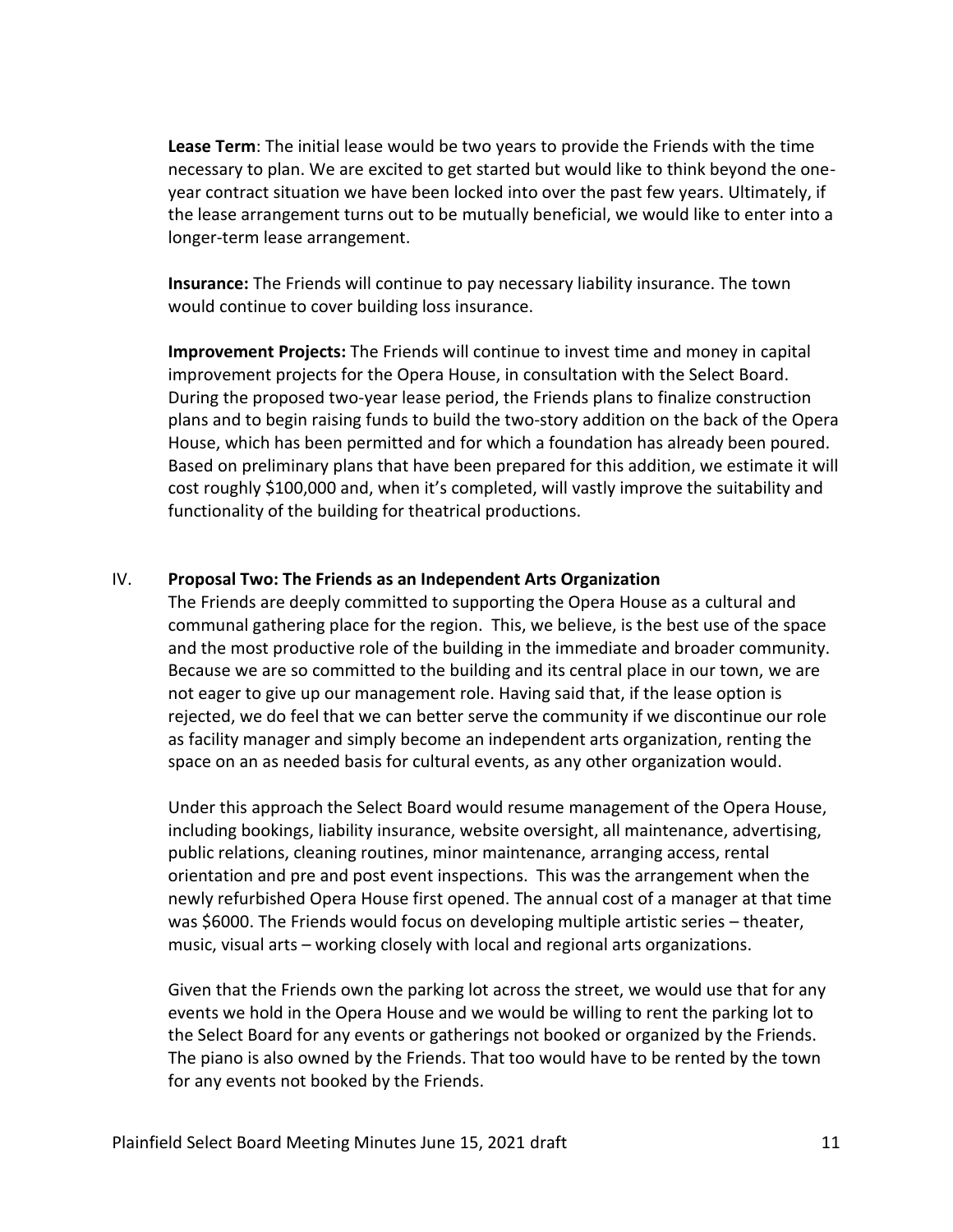**Lease Term**: The initial lease would be two years to provide the Friends with the time necessary to plan. We are excited to get started but would like to think beyond the one-year contract situation we have been locked into over the past few years. Ultimately, if the lease arrangement turns out to be mutually beneficial, we would like to enter into a longer-term lease arrangement.

**Insurance:** The Friends will continue to pay necessary liability insurance. The town would continue to cover building loss insurance.

**Improvement Projects:** The Friends will continue to invest time and money in capital improvement projects for the Opera House, in consultation with the Select Board. During the proposed two-year lease period, the Friends plans to finalize construction plans and to begin raising funds to build the two-story addition on the back of the Opera House, which has been permitted and for which a foundation has already been poured. Based on preliminary plans that have been prepared for this addition, we estimate it will cost roughly $100,000 and, when it's completed, will vastly improve the suitability and functionality of the building for theatrical productions.

## IV. **Proposal Two: The Friends as an Independent Arts Organization**

The Friends are deeply committed to supporting the Opera House as a cultural and communal gathering place for the region. This, we believe, is the best use of the space and the most productive role of the building in the immediate and broader community. Because we are so committed to the building and its central place in our town, we are not eager to give up our management role. Having said that, if the lease option is rejected, we do feel that we can better serve the community if we discontinue our role as facility manager and simply become an independent arts organization, renting the space on an as needed basis for cultural events, as any other organization would.

Under this approach the Select Board would resume management of the Opera House, including bookings, liability insurance, website oversight, all maintenance, advertising, public relations, cleaning routines, minor maintenance, arranging access, rental orientation and pre and post event inspections. This was the arrangement when the newly refurbished Opera House first opened. The annual cost of a manager at that time was $6000. The Friends would focus on developing multiple artistic series – theater, music, visual arts – working closely with local and regional arts organizations.

Given that the Friends own the parking lot across the street, we would use that for any events we hold in the Opera House and we would be willing to rent the parking lot to the Select Board for any events or gatherings not booked or organized by the Friends. The piano is also owned by the Friends. That too would have to be rented by the town for any events not booked by the Friends.